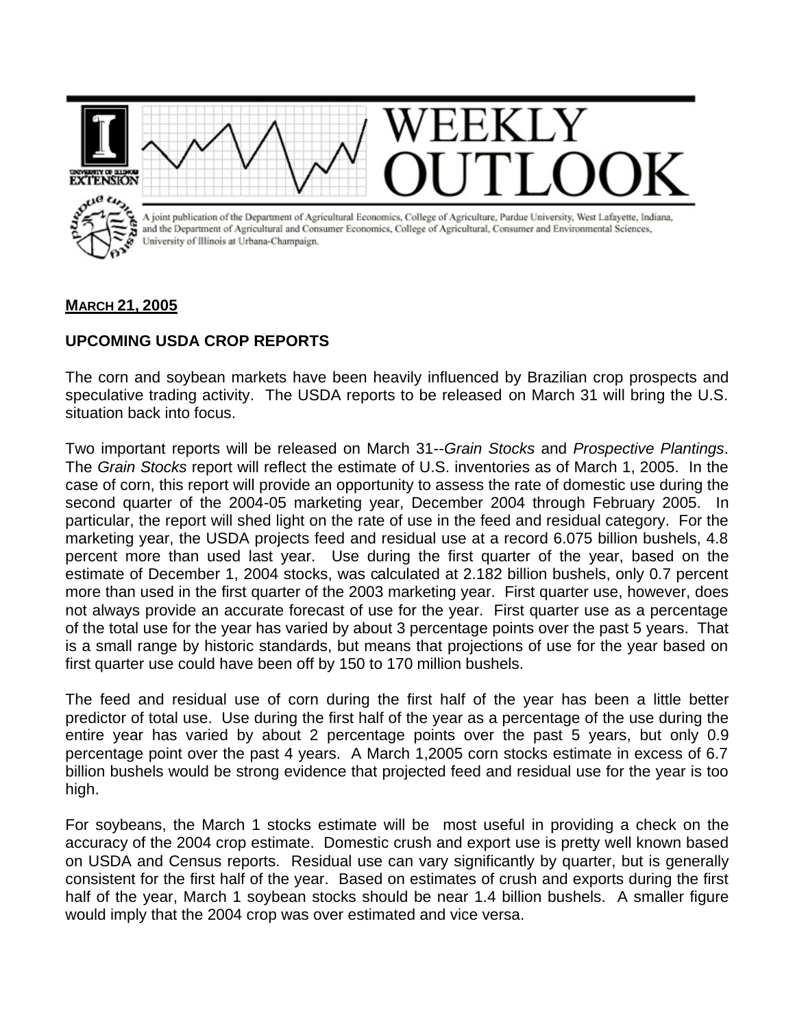# WEEKLY OUTLOOK

A joint publication of the Department of Agricultural Economics, College of Agriculture, Purdue University, West Lafayette, Indiana, and the Department of Agricultural and Consumer Economics, College of Agricultural, Consumer and Environmental Sciences, University of Illinois at Urbana-Champaign.

**MARCH 21, 2005**

## UPCOMING USDA CROP REPORTS

The corn and soybean markets have been heavily influenced by Brazilian crop prospects and speculative trading activity. The USDA reports to be released on March 31 will bring the U.S. situation back into focus.

Two important reports will be released on March 31--*Grain Stocks* and *Prospective Plantings*. The *Grain Stocks* report will reflect the estimate of U.S. inventories as of March 1, 2005. In the case of corn, this report will provide an opportunity to assess the rate of domestic use during the second quarter of the 2004-05 marketing year, December 2004 through February 2005. In particular, the report will shed light on the rate of use in the feed and residual category. For the marketing year, the USDA projects feed and residual use at a record 6.075 billion bushels, 4.8 percent more than used last year. Use during the first quarter of the year, based on the estimate of December 1, 2004 stocks, was calculated at 2.182 billion bushels, only 0.7 percent more than used in the first quarter of the 2003 marketing year. First quarter use, however, does not always provide an accurate forecast of use for the year. First quarter use as a percentage of the total use for the year has varied by about 3 percentage points over the past 5 years. That is a small range by historic standards, but means that projections of use for the year based on first quarter use could have been off by 150 to 170 million bushels.

The feed and residual use of corn during the first half of the year has been a little better predictor of total use. Use during the first half of the year as a percentage of the use during the entire year has varied by about 2 percentage points over the past 5 years, but only 0.9 percentage point over the past 4 years. A March 1,2005 corn stocks estimate in excess of 6.7 billion bushels would be strong evidence that projected feed and residual use for the year is too high.

For soybeans, the March 1 stocks estimate will be most useful in providing a check on the accuracy of the 2004 crop estimate. Domestic crush and export use is pretty well known based on USDA and Census reports. Residual use can vary significantly by quarter, but is generally consistent for the first half of the year. Based on estimates of crush and exports during the first half of the year, March 1 soybean stocks should be near 1.4 billion bushels. A smaller figure would imply that the 2004 crop was over estimated and vice versa.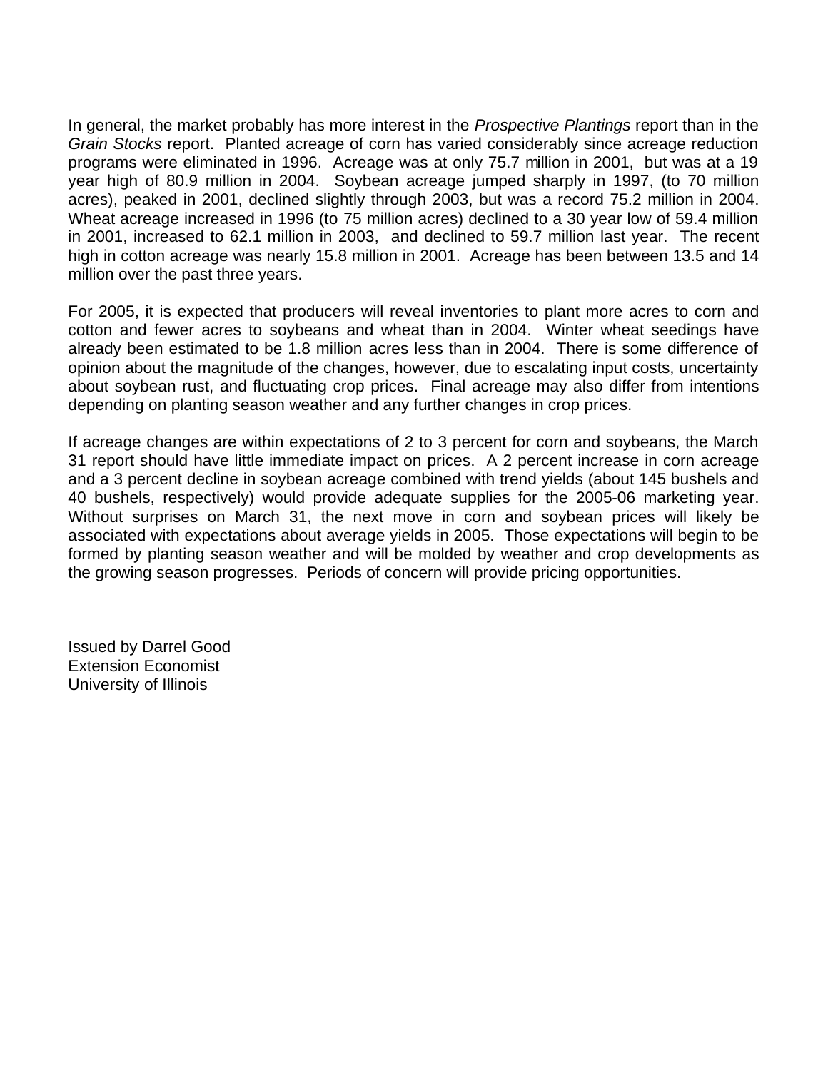In general, the market probably has more interest in the *Prospective Plantings* report than in the *Grain Stocks* report. Planted acreage of corn has varied considerably since acreage reduction programs were eliminated in 1996. Acreage was at only 75.7 million in 2001, but was at a 19 year high of 80.9 million in 2004. Soybean acreage jumped sharply in 1997, (to 70 million acres), peaked in 2001, declined slightly through 2003, but was a record 75.2 million in 2004. Wheat acreage increased in 1996 (to 75 million acres) declined to a 30 year low of 59.4 million in 2001, increased to 62.1 million in 2003, and declined to 59.7 million last year. The recent high in cotton acreage was nearly 15.8 million in 2001. Acreage has been between 13.5 and 14 million over the past three years.

For 2005, it is expected that producers will reveal inventories to plant more acres to corn and cotton and fewer acres to soybeans and wheat than in 2004. Winter wheat seedings have already been estimated to be 1.8 million acres less than in 2004. There is some difference of opinion about the magnitude of the changes, however, due to escalating input costs, uncertainty about soybean rust, and fluctuating crop prices. Final acreage may also differ from intentions depending on planting season weather and any further changes in crop prices.

If acreage changes are within expectations of 2 to 3 percent for corn and soybeans, the March 31 report should have little immediate impact on prices. A 2 percent increase in corn acreage and a 3 percent decline in soybean acreage combined with trend yields (about 145 bushels and 40 bushels, respectively) would provide adequate supplies for the 2005-06 marketing year. Without surprises on March 31, the next move in corn and soybean prices will likely be associated with expectations about average yields in 2005. Those expectations will begin to be formed by planting season weather and will be molded by weather and crop developments as the growing season progresses. Periods of concern will provide pricing opportunities.

Issued by Darrel Good  
Extension Economist  
University of Illinois